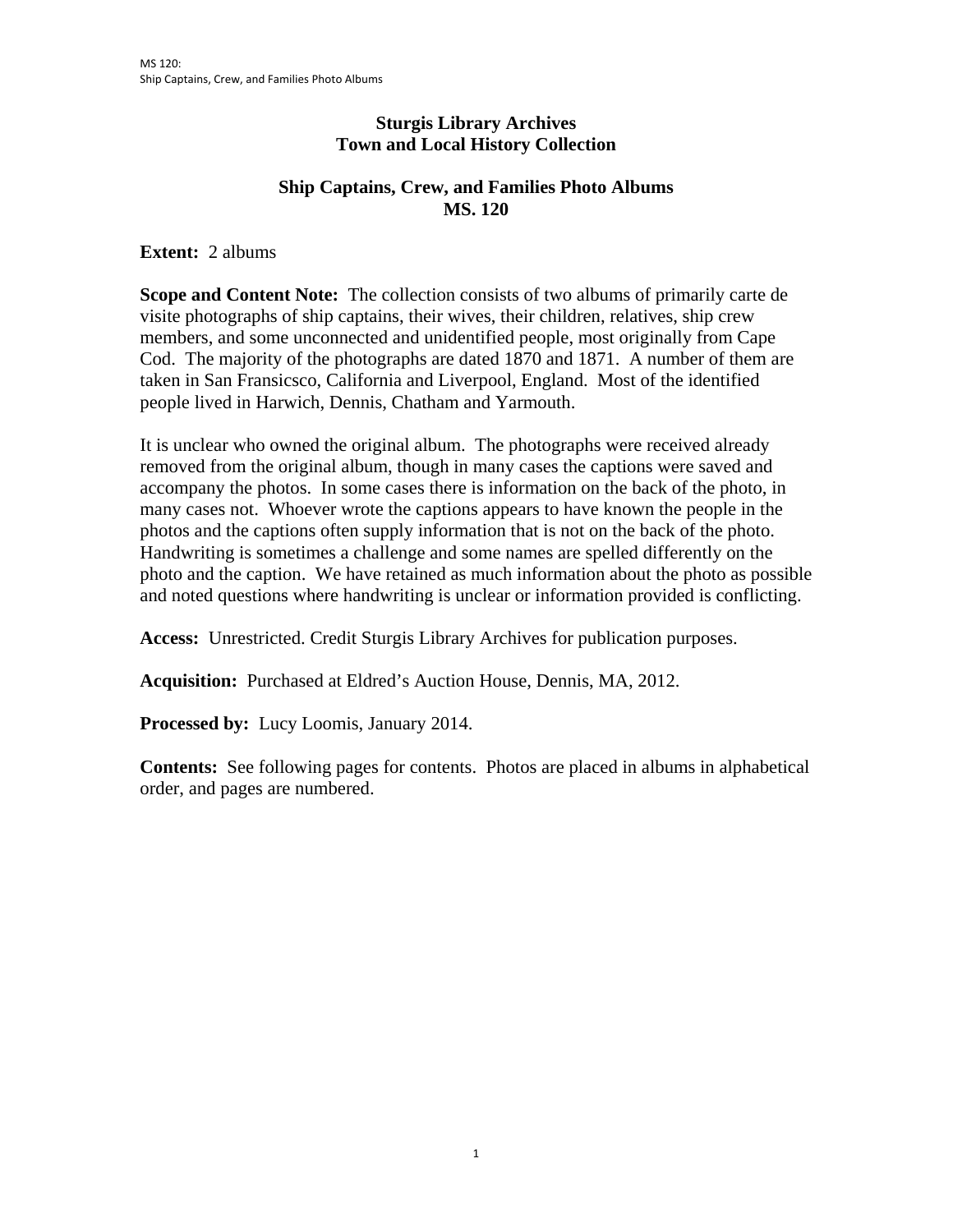# Sturgis Library Archives
## Town and Local History Collection

## Ship Captains, Crew, and Families Photo Albums
## MS. 120

**Extent:** 2 albums

**Scope and Content Note:** The collection consists of two albums of primarily carte de visite photographs of ship captains, their wives, their children, relatives, ship crew members, and some unconnected and unidentified people, most originally from Cape Cod. The majority of the photographs are dated 1870 and 1871. A number of them are taken in San Fransicsco, California and Liverpool, England. Most of the identified people lived in Harwich, Dennis, Chatham and Yarmouth.

It is unclear who owned the original album. The photographs were received already removed from the original album, though in many cases the captions were saved and accompany the photos. In some cases there is information on the back of the photo, in many cases not. Whoever wrote the captions appears to have known the people in the photos and the captions often supply information that is not on the back of the photo. Handwriting is sometimes a challenge and some names are spelled differently on the photo and the caption. We have retained as much information about the photo as possible and noted questions where handwriting is unclear or information provided is conflicting.

**Access:** Unrestricted. Credit Sturgis Library Archives for publication purposes.

**Acquisition:** Purchased at Eldred's Auction House, Dennis, MA, 2012.

**Processed by:** Lucy Loomis, January 2014.

**Contents:** See following pages for contents. Photos are placed in albums in alphabetical order, and pages are numbered.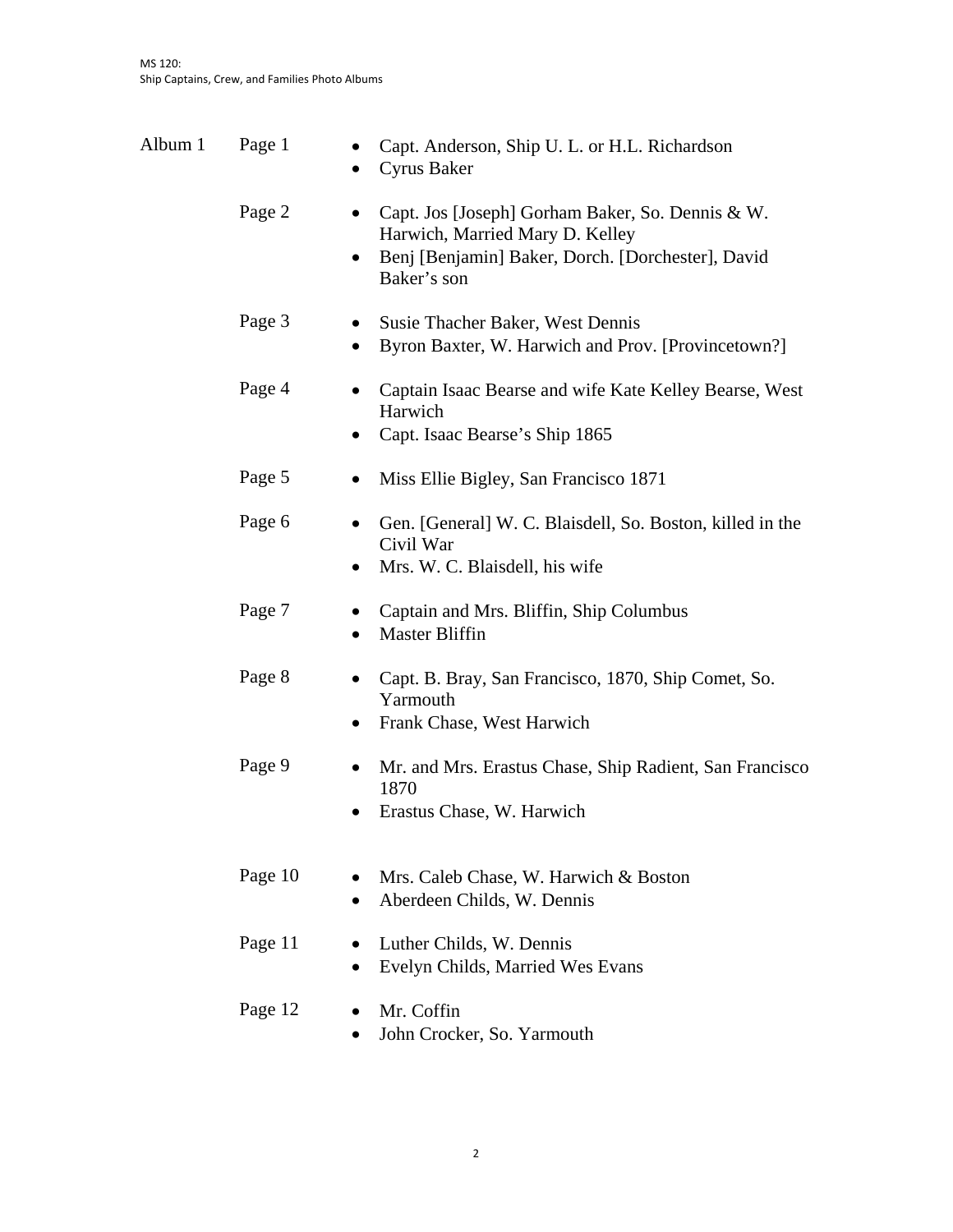Album 1

Page 1

- Capt. Anderson, Ship U. L. or H.L. Richardson
- Cyrus Baker

Page 2

- Capt. Jos [Joseph] Gorham Baker, So. Dennis & W. Harwich, Married Mary D. Kelley
- Benj [Benjamin] Baker, Dorch. [Dorchester], David Baker's son

Page 3

- Susie Thacher Baker, West Dennis
- Byron Baxter, W. Harwich and Prov. [Provincetown?]

Page 4

- Captain Isaac Bearse and wife Kate Kelley Bearse, West Harwich
- Capt. Isaac Bearse's Ship 1865

Page 5

- Miss Ellie Bigley, San Francisco 1871

Page 6

- Gen. [General] W. C. Blaisdell, So. Boston, killed in the Civil War
- Mrs. W. C. Blaisdell, his wife

Page 7

- Captain and Mrs. Bliffin, Ship Columbus
- Master Bliffin

Page 8

- Capt. B. Bray, San Francisco, 1870, Ship Comet, So. Yarmouth
- Frank Chase, West Harwich

Page 9

- Mr. and Mrs. Erastus Chase, Ship Radient, San Francisco 1870
- Erastus Chase, W. Harwich

Page 10

- Mrs. Caleb Chase, W. Harwich & Boston
- Aberdeen Childs, W. Dennis

Page 11

- Luther Childs, W. Dennis
- Evelyn Childs, Married Wes Evans

Page 12

- Mr. Coffin
- John Crocker, So. Yarmouth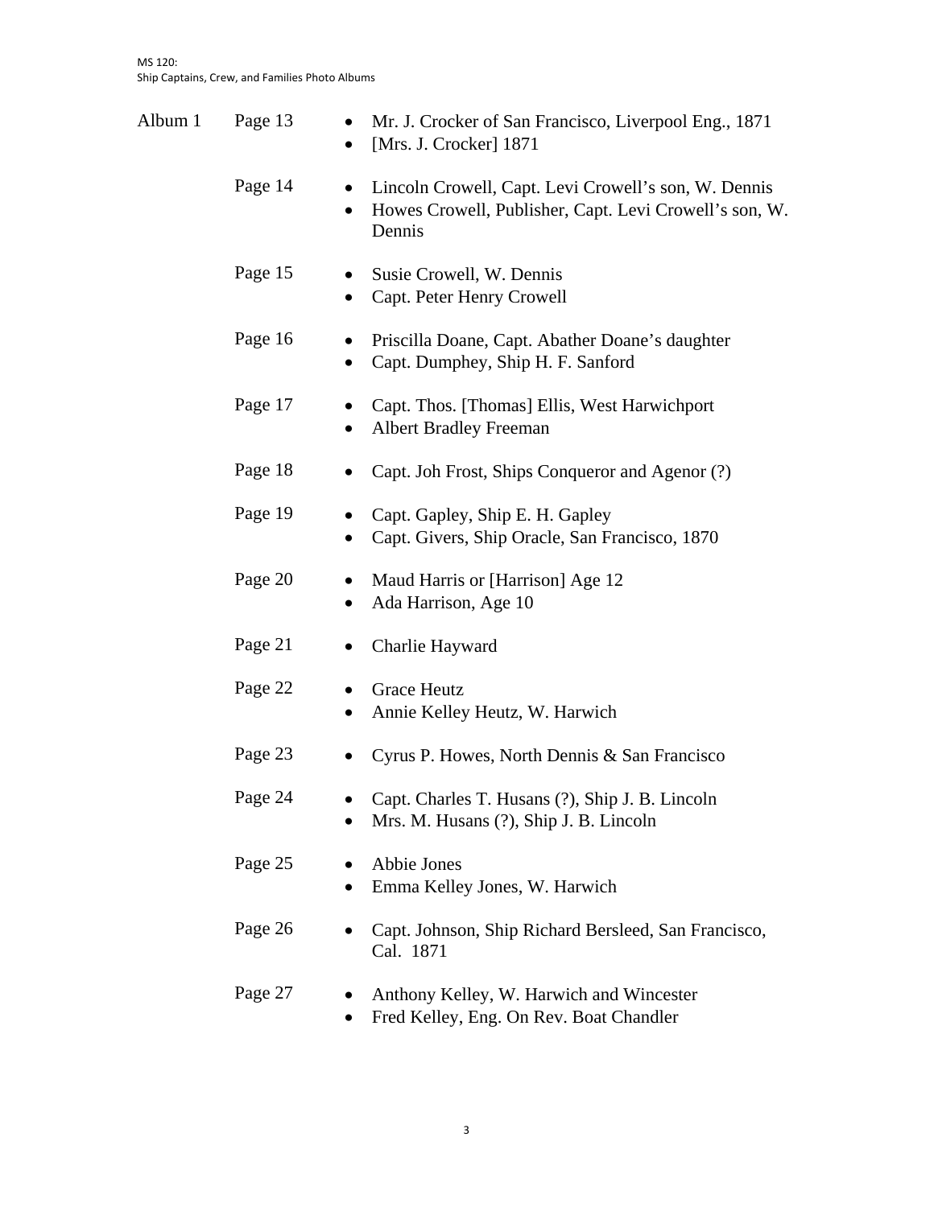| | | |
|---|---|---|
| Album 1 | Page 13 | • Mr. J. Crocker of San Francisco, Liverpool Eng., 1871<br>• [Mrs. J. Crocker] 1871 |
| | Page 14 | • Lincoln Crowell, Capt. Levi Crowell's son, W. Dennis<br>• Howes Crowell, Publisher, Capt. Levi Crowell's son, W. Dennis |
| | Page 15 | • Susie Crowell, W. Dennis<br>• Capt. Peter Henry Crowell |
| | Page 16 | • Priscilla Doane, Capt. Abather Doane's daughter<br>• Capt. Dumphey, Ship H. F. Sanford |
| | Page 17 | • Capt. Thos. [Thomas] Ellis, West Harwichport<br>• Albert Bradley Freeman |
| | Page 18 | • Capt. Joh Frost, Ships Conqueror and Agenor (?) |
| | Page 19 | • Capt. Gapley, Ship E. H. Gapley<br>• Capt. Givers, Ship Oracle, San Francisco, 1870 |
| | Page 20 | • Maud Harris or [Harrison] Age 12<br>• Ada Harrison, Age 10 |
| | Page 21 | • Charlie Hayward |
| | Page 22 | • Grace Heutz<br>• Annie Kelley Heutz, W. Harwich |
| | Page 23 | • Cyrus P. Howes, North Dennis & San Francisco |
| | Page 24 | • Capt. Charles T. Husans (?), Ship J. B. Lincoln<br>• Mrs. M. Husans (?), Ship J. B. Lincoln |
| | Page 25 | • Abbie Jones<br>• Emma Kelley Jones, W. Harwich |
| | Page 26 | • Capt. Johnson, Ship Richard Bersleed, San Francisco, Cal. 1871 |
| | Page 27 | • Anthony Kelley, W. Harwich and Wincester<br>• Fred Kelley, Eng. On Rev. Boat Chandler |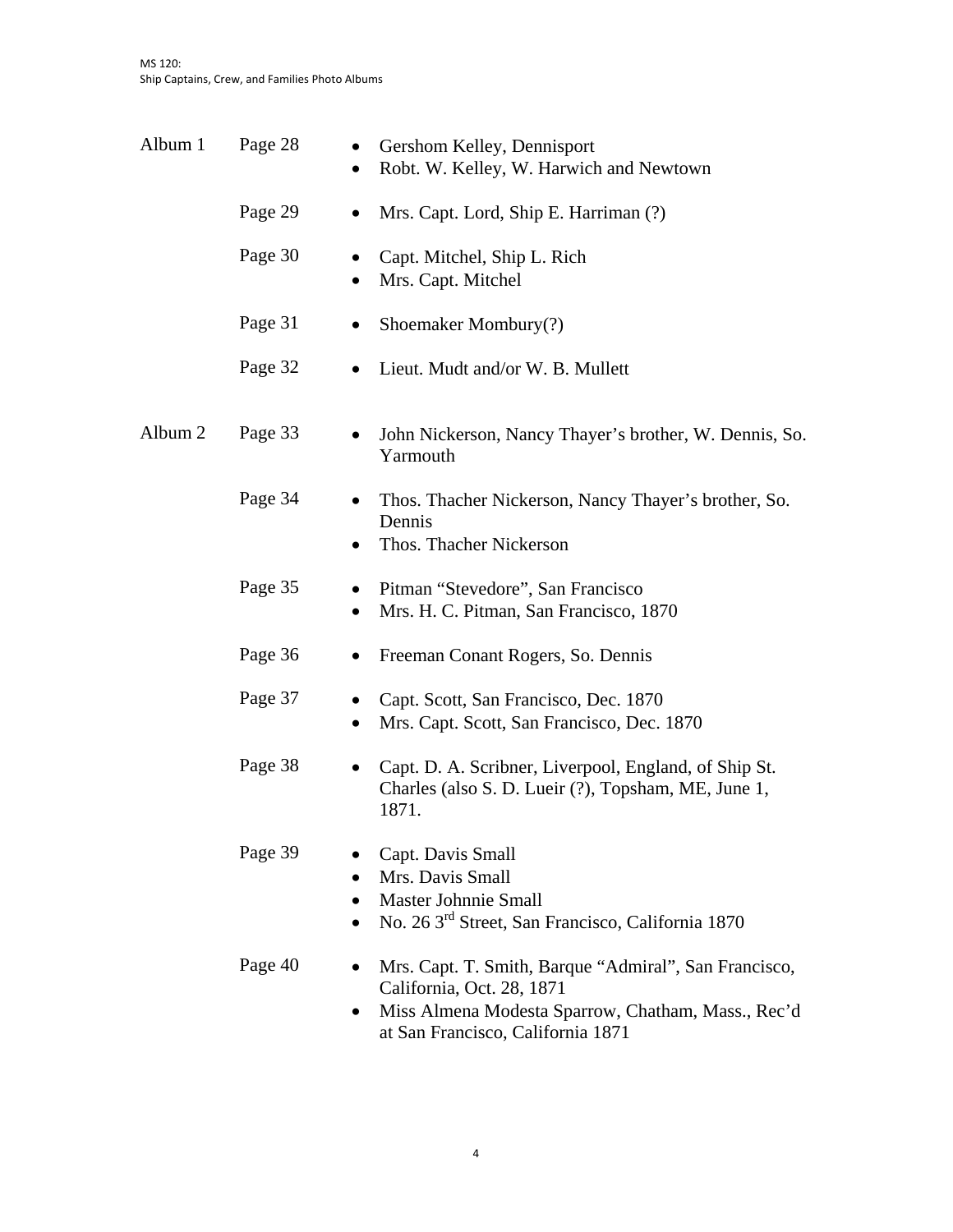| | | |
|---|---|---|
| Album 1 | Page 28 | • Gershom Kelley, Dennisport<br>• Robt. W. Kelley, W. Harwich and Newtown |
| | Page 29 | • Mrs. Capt. Lord, Ship E. Harriman (?) |
| | Page 30 | • Capt. Mitchel, Ship L. Rich<br>• Mrs. Capt. Mitchel |
| | Page 31 | • Shoemaker Mombury(?) |
| | Page 32 | • Lieut. Mudt and/or W. B. Mullett |
| Album 2 | Page 33 | • John Nickerson, Nancy Thayer's brother, W. Dennis, So. Yarmouth |
| | Page 34 | • Thos. Thacher Nickerson, Nancy Thayer's brother, So. Dennis<br>• Thos. Thacher Nickerson |
| | Page 35 | • Pitman "Stevedore", San Francisco<br>• Mrs. H. C. Pitman, San Francisco, 1870 |
| | Page 36 | • Freeman Conant Rogers, So. Dennis |
| | Page 37 | • Capt. Scott, San Francisco, Dec. 1870<br>• Mrs. Capt. Scott, San Francisco, Dec. 1870 |
| | Page 38 | • Capt. D. A. Scribner, Liverpool, England, of Ship St. Charles (also S. D. Lueir (?), Topsham, ME, June 1, 1871. |
| | Page 39 | • Capt. Davis Small<br>• Mrs. Davis Small<br>• Master Johnnie Small<br>• No. 26 3rd Street, San Francisco, California 1870 |
| | Page 40 | • Mrs. Capt. T. Smith, Barque "Admiral", San Francisco, California, Oct. 28, 1871<br>• Miss Almena Modesta Sparrow, Chatham, Mass., Rec'd at San Francisco, California 1871 |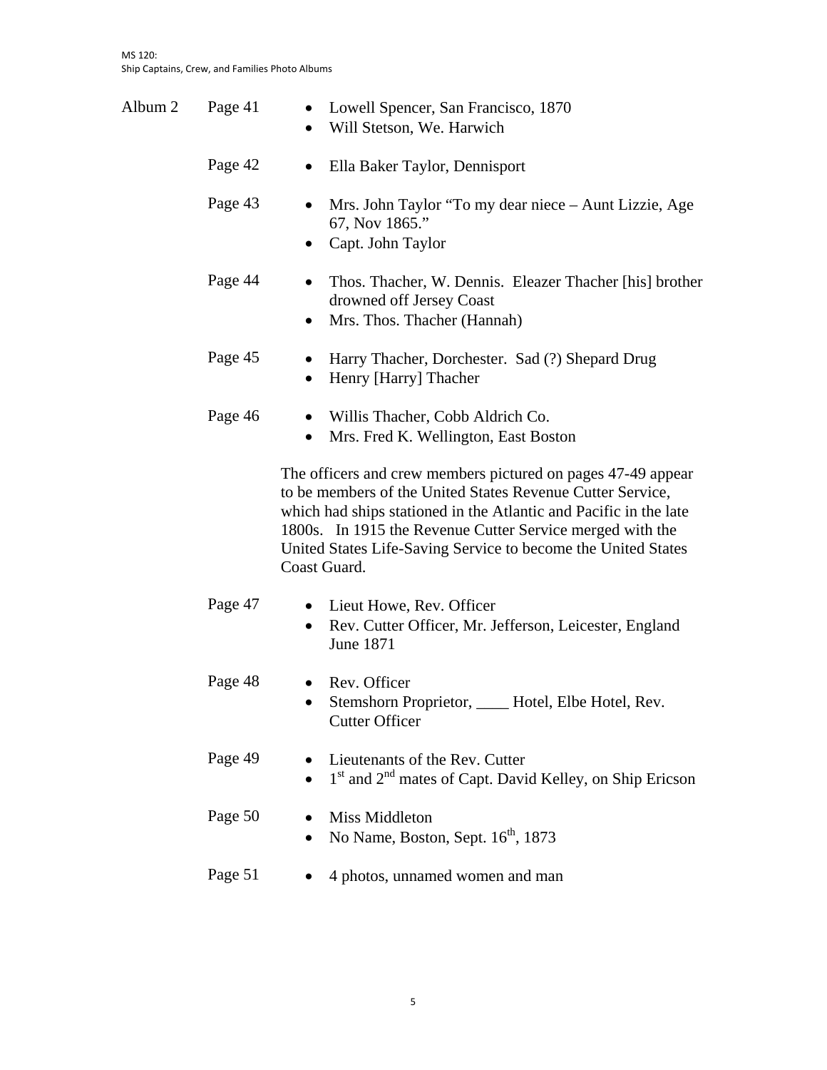**Album 2**

**Page 41**
- Lowell Spencer, San Francisco, 1870
- Will Stetson, We. Harwich

**Page 42**
- Ella Baker Taylor, Dennisport

**Page 43**
- Mrs. John Taylor "To my dear niece – Aunt Lizzie, Age 67, Nov 1865."
- Capt. John Taylor

**Page 44**
- Thos. Thacher, W. Dennis. Eleazer Thacher [his] brother drowned off Jersey Coast
- Mrs. Thos. Thacher (Hannah)

**Page 45**
- Harry Thacher, Dorchester. Sad (?) Shepard Drug
- Henry [Harry] Thacher

**Page 46**
- Willis Thacher, Cobb Aldrich Co.
- Mrs. Fred K. Wellington, East Boston

The officers and crew members pictured on pages 47-49 appear to be members of the United States Revenue Cutter Service, which had ships stationed in the Atlantic and Pacific in the late 1800s. In 1915 the Revenue Cutter Service merged with the United States Life-Saving Service to become the United States Coast Guard.

**Page 47**
- Lieut Howe, Rev. Officer
- Rev. Cutter Officer, Mr. Jefferson, Leicester, England June 1871

**Page 48**
- Rev. Officer
- Stemshorn Proprietor, ____ Hotel, Elbe Hotel, Rev. Cutter Officer

**Page 49**
- Lieutenants of the Rev. Cutter
- 1st and 2nd mates of Capt. David Kelley, on Ship Ericson

**Page 50**
- Miss Middleton
- No Name, Boston, Sept. 16th, 1873

**Page 51**
- 4 photos, unnamed women and man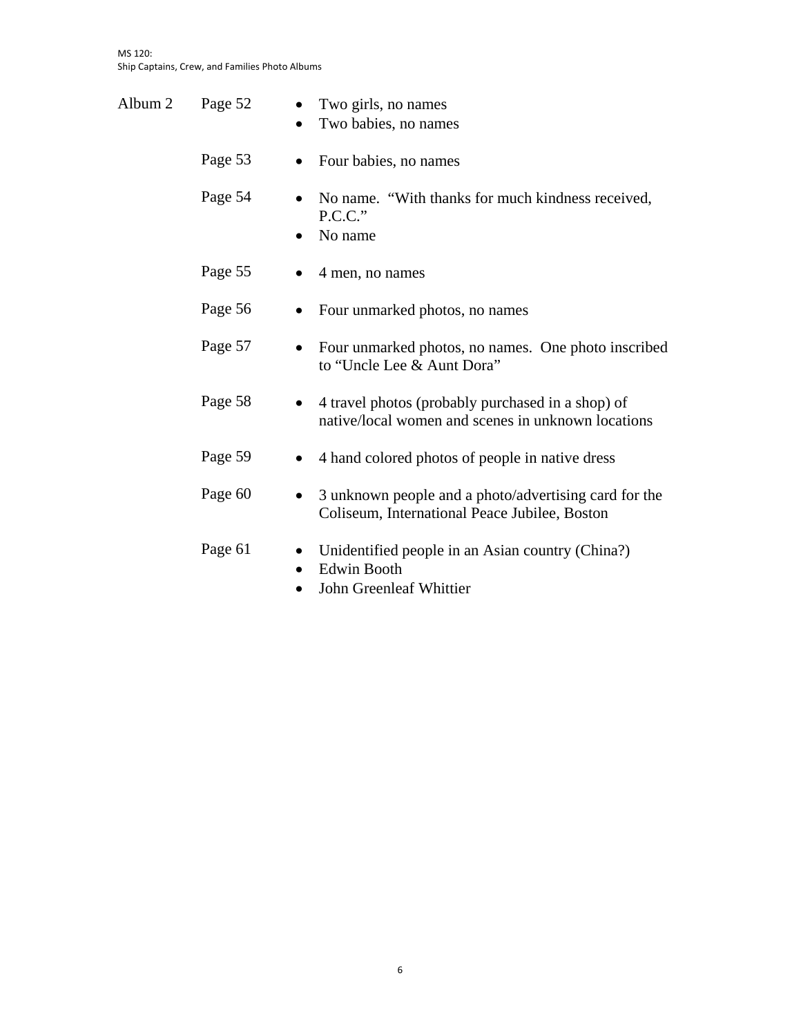| | | |
|---|---|---|
| Album 2 | Page 52 | • Two girls, no names<br>• Two babies, no names |
| | Page 53 | • Four babies, no names |
| | Page 54 | • No name. "With thanks for much kindness received, P.C.C."<br>• No name |
| | Page 55 | • 4 men, no names |
| | Page 56 | • Four unmarked photos, no names |
| | Page 57 | • Four unmarked photos, no names. One photo inscribed to "Uncle Lee & Aunt Dora" |
| | Page 58 | • 4 travel photos (probably purchased in a shop) of native/local women and scenes in unknown locations |
| | Page 59 | • 4 hand colored photos of people in native dress |
| | Page 60 | • 3 unknown people and a photo/advertising card for the Coliseum, International Peace Jubilee, Boston |
| | Page 61 | • Unidentified people in an Asian country (China?)<br>• Edwin Booth<br>• John Greenleaf Whittier |